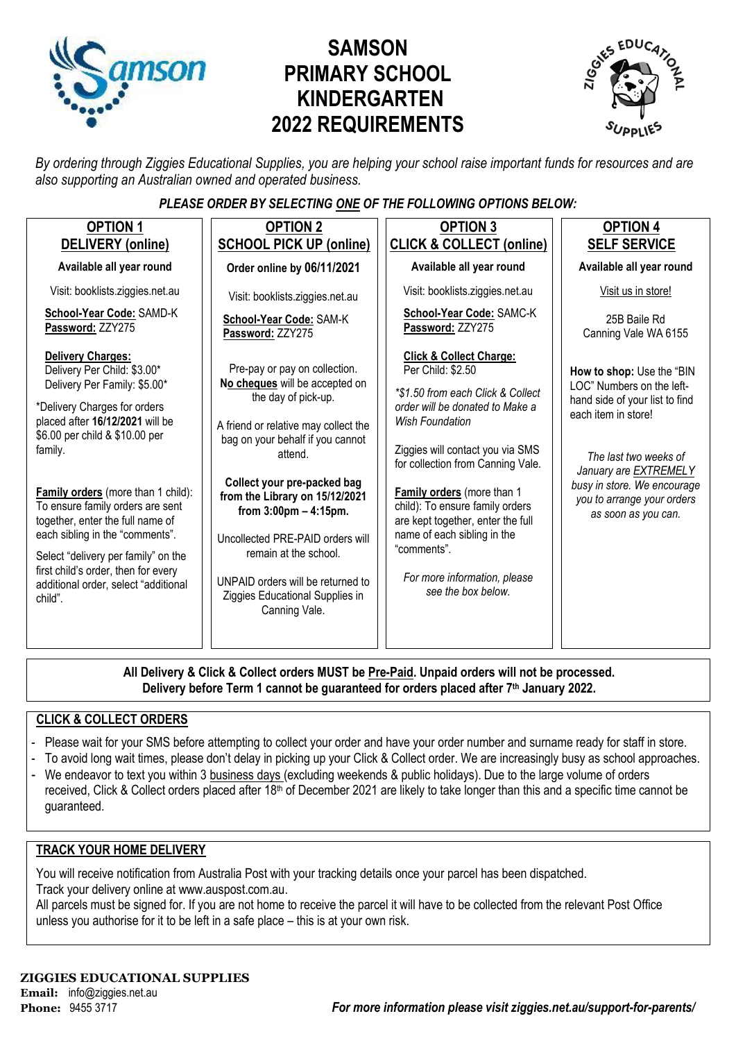# SAMSON PRIMARY SCHOOL KINDERGARTEN 2022 REQUIREMENTS

*By ordering through Ziggies Educational Supplies, you are helping your school raise important funds for resources and are also supporting an Australian owned and operated business.*

***PLEASE ORDER BY SELECTING ONE OF THE FOLLOWING OPTIONS BELOW:***

## OPTION 1 – DELIVERY (online)

**Available all year round**

Visit: booklists.ziggies.net.au

**School-Year Code:** SAMD-K
**Password:** ZZY275

**Delivery Charges:**
Delivery Per Child: $3.00*
Delivery Per Family: $5.00*

*Delivery Charges for orders placed after **16/12/2021** will be $6.00 per child & $10.00 per family.

**Family orders** (more than 1 child): To ensure family orders are sent together, enter the full name of each sibling in the "comments".

Select "delivery per family" on the first child's order, then for every additional order, select "additional child".

## OPTION 2 – SCHOOL PICK UP (online)

**Order online by 06/11/2021**

Visit: booklists.ziggies.net.au

**School-Year Code:** SAM-K
**Password:** ZZY275

Pre-pay or pay on collection. **No cheques** will be accepted on the day of pick-up.

A friend or relative may collect the bag on your behalf if you cannot attend.

**Collect your pre-packed bag from the Library on 15/12/2021 from 3:00pm – 4:15pm.**

Uncollected PRE-PAID orders will remain at the school.

UNPAID orders will be returned to Ziggies Educational Supplies in Canning Vale.

## OPTION 3 – CLICK & COLLECT (online)

**Available all year round**

Visit: booklists.ziggies.net.au

**School-Year Code:** SAMC-K
**Password:** ZZY275

**Click & Collect Charge:**
Per Child: $2.50

*\*$1.50 from each Click & Collect order will be donated to Make a Wish Foundation*

Ziggies will contact you via SMS for collection from Canning Vale.

**Family orders** (more than 1 child): To ensure family orders are kept together, enter the full name of each sibling in the "comments".

*For more information, please see the box below.*

## OPTION 4 – SELF SERVICE

**Available all year round**

Visit us in store!

25B Baile Rd
Canning Vale WA 6155

**How to shop:** Use the "BIN LOC" Numbers on the left-hand side of your list to find each item in store!

*The last two weeks of January are EXTREMELY busy in store. We encourage you to arrange your orders as soon as you can.*

---

**All Delivery & Click & Collect orders MUST be Pre-Paid. Unpaid orders will not be processed.**
**Delivery before Term 1 cannot be guaranteed for orders placed after 7th January 2022.**

## CLICK & COLLECT ORDERS

- Please wait for your SMS before attempting to collect your order and have your order number and surname ready for staff in store.
- To avoid long wait times, please don't delay in picking up your Click & Collect order. We are increasingly busy as school approaches.
- We endeavor to text you within 3 business days (excluding weekends & public holidays). Due to the large volume of orders received, Click & Collect orders placed after 18th of December 2021 are likely to take longer than this and a specific time cannot be guaranteed.

## TRACK YOUR HOME DELIVERY

You will receive notification from Australia Post with your tracking details once your parcel has been dispatched.
Track your delivery online at www.auspost.com.au.
All parcels must be signed for. If you are not home to receive the parcel it will have to be collected from the relevant Post Office unless you authorise for it to be left in a safe place – this is at your own risk.

**ZIGGIES EDUCATIONAL SUPPLIES**
**Email:** info@ziggies.net.au
**Phone:** 9455 3717

***For more information please visit ziggies.net.au/support-for-parents/***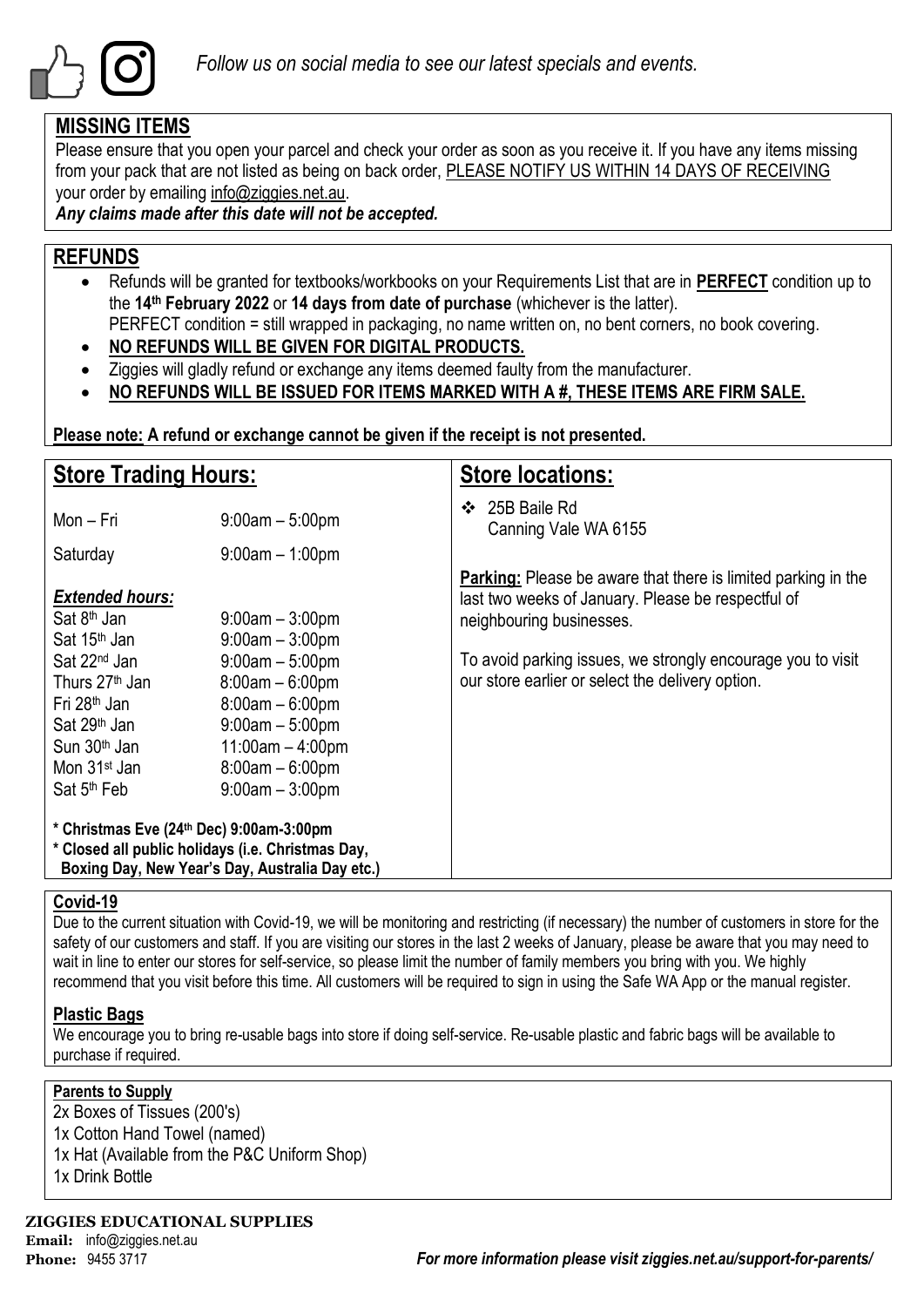*Follow us on social media to see our latest specials and events.*

## MISSING ITEMS

Please ensure that you open your parcel and check your order as soon as you receive it. If you have any items missing from your pack that are not listed as being on back order, PLEASE NOTIFY US WITHIN 14 DAYS OF RECEIVING your order by emailing info@ziggies.net.au.

***Any claims made after this date will not be accepted.***

## REFUNDS

- Refunds will be granted for textbooks/workbooks on your Requirements List that are in **PERFECT** condition up to the **14th February 2022** or **14 days from date of purchase** (whichever is the latter).
  PERFECT condition = still wrapped in packaging, no name written on, no bent corners, no book covering.
- **NO REFUNDS WILL BE GIVEN FOR DIGITAL PRODUCTS.**
- Ziggies will gladly refund or exchange any items deemed faulty from the manufacturer.
- **NO REFUNDS WILL BE ISSUED FOR ITEMS MARKED WITH A #, THESE ITEMS ARE FIRM SALE.**

**Please note: A refund or exchange cannot be given if the receipt is not presented.**

## Store Trading Hours:

| | |
|---|---|
| Mon – Fri | 9:00am – 5:00pm |
| Saturday | 9:00am – 1:00pm |

***Extended hours:***

| | |
|---|---|
| Sat 8th Jan | 9:00am – 3:00pm |
| Sat 15th Jan | 9:00am – 3:00pm |
| Sat 22nd Jan | 9:00am – 5:00pm |
| Thurs 27th Jan | 8:00am – 6:00pm |
| Fri 28th Jan | 8:00am – 6:00pm |
| Sat 29th Jan | 9:00am – 5:00pm |
| Sun 30th Jan | 11:00am – 4:00pm |
| Mon 31st Jan | 8:00am – 6:00pm |
| Sat 5th Feb | 9:00am – 3:00pm |

**\* Christmas Eve (24th Dec) 9:00am-3:00pm**
**\* Closed all public holidays (i.e. Christmas Day, Boxing Day, New Year's Day, Australia Day etc.)**

## Store locations:

- 25B Baile Rd
  Canning Vale WA 6155

**Parking:** Please be aware that there is limited parking in the last two weeks of January. Please be respectful of neighbouring businesses.

To avoid parking issues, we strongly encourage you to visit our store earlier or select the delivery option.

### Covid-19

Due to the current situation with Covid-19, we will be monitoring and restricting (if necessary) the number of customers in store for the safety of our customers and staff. If you are visiting our stores in the last 2 weeks of January, please be aware that you may need to wait in line to enter our stores for self-service, so please limit the number of family members you bring with you. We highly recommend that you visit before this time. All customers will be required to sign in using the Safe WA App or the manual register.

### Plastic Bags

We encourage you to bring re-usable bags into store if doing self-service. Re-usable plastic and fabric bags will be available to purchase if required.

#### Parents to Supply

2x Boxes of Tissues (200's)
1x Cotton Hand Towel (named)
1x Hat (Available from the P&C Uniform Shop)
1x Drink Bottle

**ZIGGIES EDUCATIONAL SUPPLIES**
**Email:** info@ziggies.net.au
**Phone:** 9455 3717

***For more information please visit ziggies.net.au/support-for-parents/***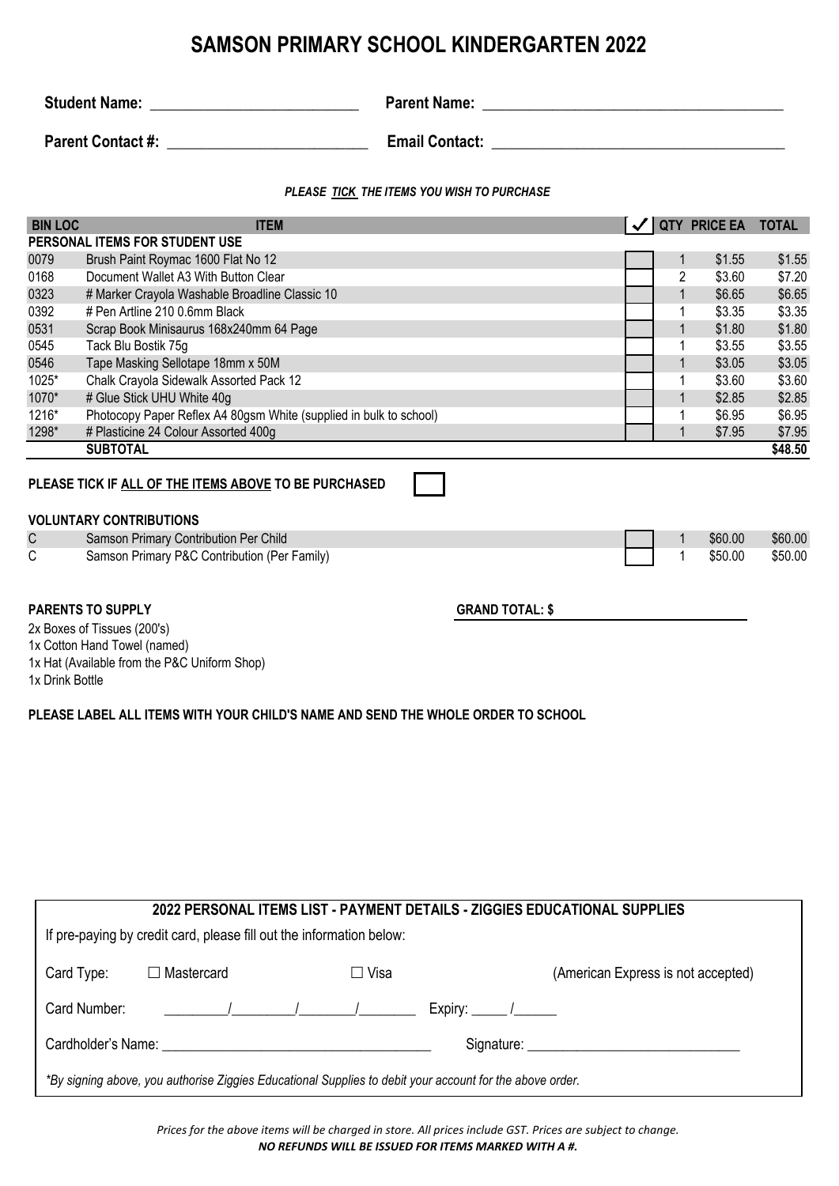# SAMSON PRIMARY SCHOOL KINDERGARTEN 2022

**Student Name:** ___________________________ **Parent Name:** ______________________________________

**Parent Contact #:** __________________________ **Email Contact:** ____________________________________

***PLEASE TICK THE ITEMS YOU WISH TO PURCHASE***

| BIN LOC | ITEM | ✓ | QTY | PRICE EA | TOTAL |
|---|---|---|---|---|---|
| **PERSONAL ITEMS FOR STUDENT USE** | | | | | |
| 0079 | Brush Paint Roymac 1600 Flat No 12 | | 1 | $1.55 | $1.55 |
| 0168 | Document Wallet A3 With Button Clear | | 2 | $3.60 | $7.20 |
| 0323 | # Marker Crayola Washable Broadline Classic 10 | | 1 | $6.65 | $6.65 |
| 0392 | # Pen Artline 210 0.6mm Black | | 1 | $3.35 | $3.35 |
| 0531 | Scrap Book Minisaurus 168x240mm 64 Page | | 1 | $1.80 | $1.80 |
| 0545 | Tack Blu Bostik 75g | | 1 | $3.55 | $3.55 |
| 0546 | Tape Masking Sellotape 18mm x 50M | | 1 | $3.05 | $3.05 |
| 1025* | Chalk Crayola Sidewalk Assorted Pack 12 | | 1 | $3.60 | $3.60 |
| 1070* | # Glue Stick UHU White 40g | | 1 | $2.85 | $2.85 |
| 1216* | Photocopy Paper Reflex A4 80gsm White (supplied in bulk to school) | | 1 | $6.95 | $6.95 |
| 1298* | # Plasticine 24 Colour Assorted 400g | | 1 | $7.95 | $7.95 |
| | **SUBTOTAL** | | | | **$48.50** |

**PLEASE TICK IF ALL OF THE ITEMS ABOVE TO BE PURCHASED** ☐

**VOLUNTARY CONTRIBUTIONS**

| | | | | | |
|---|---|---|---|---|---|
| C | Samson Primary Contribution Per Child | | 1 | $60.00 | $60.00 |
| C | Samson Primary P&C Contribution (Per Family) | | 1 | $50.00 | $50.00 |

**PARENTS TO SUPPLY**

2x Boxes of Tissues (200's)
1x Cotton Hand Towel (named)
1x Hat (Available from the P&C Uniform Shop)
1x Drink Bottle

**GRAND TOTAL: $** ____________________

**PLEASE LABEL ALL ITEMS WITH YOUR CHILD'S NAME AND SEND THE WHOLE ORDER TO SCHOOL**

**2022 PERSONAL ITEMS LIST - PAYMENT DETAILS - ZIGGIES EDUCATIONAL SUPPLIES**

If pre-paying by credit card, please fill out the information below:

Card Type: ☐ Mastercard ☐ Visa (American Express is not accepted)

Card Number: _________/_________/________/________ Expiry: _____ /______

Cardholder's Name: ____________________________________ Signature: ______________________________

*\*By signing above, you authorise Ziggies Educational Supplies to debit your account for the above order.*

*Prices for the above items will be charged in store. All prices include GST. Prices are subject to change.*
***NO REFUNDS WILL BE ISSUED FOR ITEMS MARKED WITH A #.***